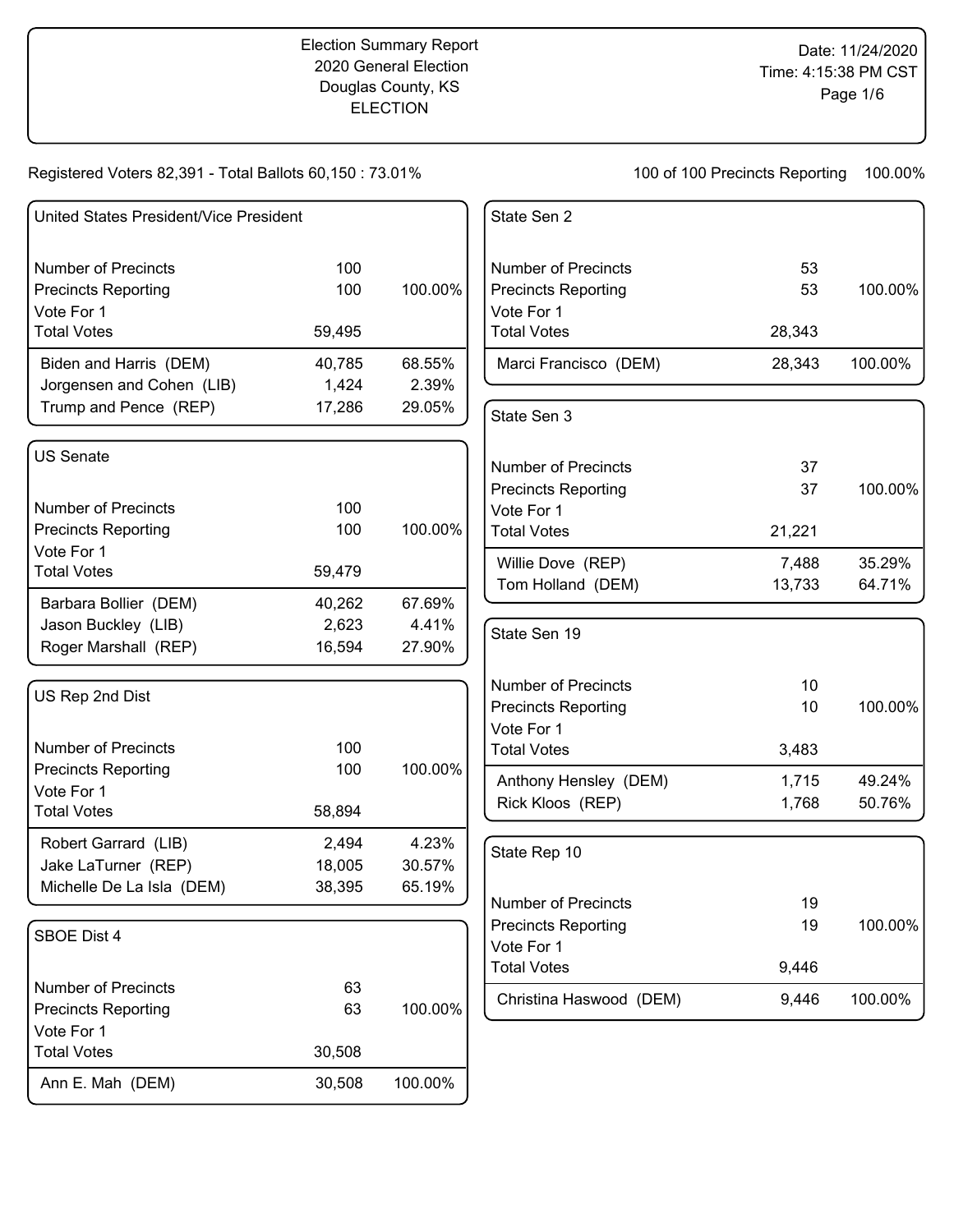# Election Summary Report

2020 General Election
Douglas County, KS
ELECTION

Date: 11/24/2020
Time: 4:15:38 PM CST

Registered Voters 82,391 - Total Ballots 60,150 : 73.01%

100 of 100 Precincts Reporting 100.00%

## United States President/Vice President

| | | |
|---|---|---|
| Number of Precincts | 100 | |
| Precincts Reporting | 100 | 100.00% |
| Vote For 1 | | |
| Total Votes | 59,495 | |
| Biden and Harris (DEM) | 40,785 | 68.55% |
| Jorgensen and Cohen (LIB) | 1,424 | 2.39% |
| Trump and Pence (REP) | 17,286 | 29.05% |

## US Senate

| | | |
|---|---|---|
| Number of Precincts | 100 | |
| Precincts Reporting | 100 | 100.00% |
| Vote For 1 | | |
| Total Votes | 59,479 | |
| Barbara Bollier (DEM) | 40,262 | 67.69% |
| Jason Buckley (LIB) | 2,623 | 4.41% |
| Roger Marshall (REP) | 16,594 | 27.90% |

## US Rep 2nd Dist

| | | |
|---|---|---|
| Number of Precincts | 100 | |
| Precincts Reporting | 100 | 100.00% |
| Vote For 1 | | |
| Total Votes | 58,894 | |
| Robert Garrard (LIB) | 2,494 | 4.23% |
| Jake LaTurner (REP) | 18,005 | 30.57% |
| Michelle De La Isla (DEM) | 38,395 | 65.19% |

## SBOE Dist 4

| | | |
|---|---|---|
| Number of Precincts | 63 | |
| Precincts Reporting | 63 | 100.00% |
| Vote For 1 | | |
| Total Votes | 30,508 | |
| Ann E. Mah (DEM) | 30,508 | 100.00% |

## State Sen 2

| | | |
|---|---|---|
| Number of Precincts | 53 | |
| Precincts Reporting | 53 | 100.00% |
| Vote For 1 | | |
| Total Votes | 28,343 | |
| Marci Francisco (DEM) | 28,343 | 100.00% |

## State Sen 3

| | | |
|---|---|---|
| Number of Precincts | 37 | |
| Precincts Reporting | 37 | 100.00% |
| Vote For 1 | | |
| Total Votes | 21,221 | |
| Willie Dove (REP) | 7,488 | 35.29% |
| Tom Holland (DEM) | 13,733 | 64.71% |

## State Sen 19

| | | |
|---|---|---|
| Number of Precincts | 10 | |
| Precincts Reporting | 10 | 100.00% |
| Vote For 1 | | |
| Total Votes | 3,483 | |
| Anthony Hensley (DEM) | 1,715 | 49.24% |
| Rick Kloos (REP) | 1,768 | 50.76% |

## State Rep 10

| | | |
|---|---|---|
| Number of Precincts | 19 | |
| Precincts Reporting | 19 | 100.00% |
| Vote For 1 | | |
| Total Votes | 9,446 | |
| Christina Haswood (DEM) | 9,446 | 100.00% |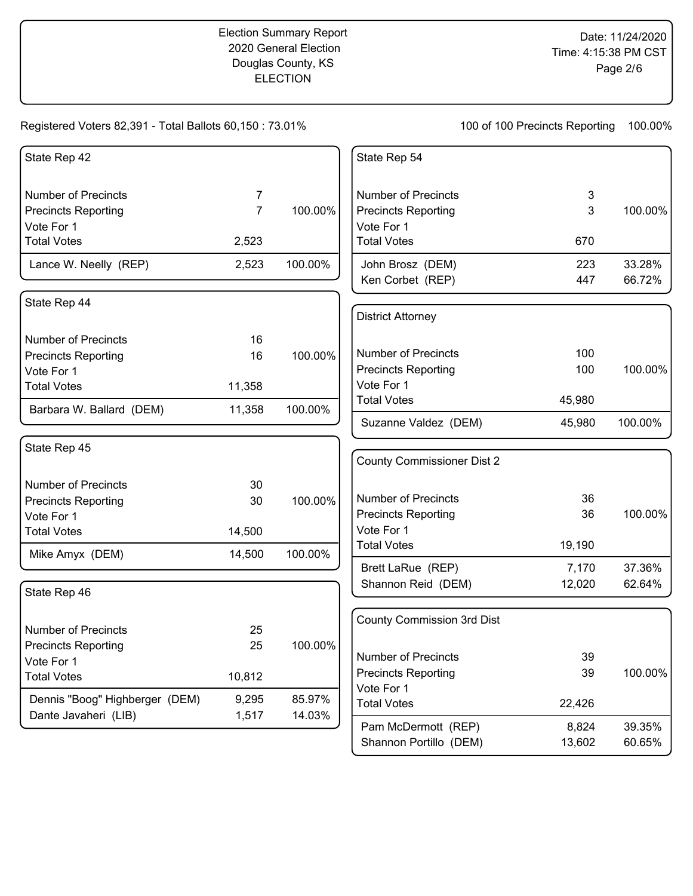Election Summary Report
2020 General Election
Douglas County, KS
ELECTION

Date: 11/24/2020
Time: 4:15:38 PM CST

Registered Voters 82,391 - Total Ballots 60,150 : 73.01%

100 of 100 Precincts Reporting 100.00%

### State Rep 42

| | | |
|---|---|---|
| Number of Precincts | 7 | |
| Precincts Reporting | 7 | 100.00% |
| Vote For 1 | | |
| Total Votes | 2,523 | |
| Lance W. Neelly (REP) | 2,523 | 100.00% |

### State Rep 44

| | | |
|---|---|---|
| Number of Precincts | 16 | |
| Precincts Reporting | 16 | 100.00% |
| Vote For 1 | | |
| Total Votes | 11,358 | |
| Barbara W. Ballard (DEM) | 11,358 | 100.00% |

### State Rep 45

| | | |
|---|---|---|
| Number of Precincts | 30 | |
| Precincts Reporting | 30 | 100.00% |
| Vote For 1 | | |
| Total Votes | 14,500 | |
| Mike Amyx (DEM) | 14,500 | 100.00% |

### State Rep 46

| | | |
|---|---|---|
| Number of Precincts | 25 | |
| Precincts Reporting | 25 | 100.00% |
| Vote For 1 | | |
| Total Votes | 10,812 | |
| Dennis "Boog" Highberger (DEM) | 9,295 | 85.97% |
| Dante Javaheri (LIB) | 1,517 | 14.03% |

### State Rep 54

| | | |
|---|---|---|
| Number of Precincts | 3 | |
| Precincts Reporting | 3 | 100.00% |
| Vote For 1 | | |
| Total Votes | 670 | |
| John Brosz (DEM) | 223 | 33.28% |
| Ken Corbet (REP) | 447 | 66.72% |

### District Attorney

| | | |
|---|---|---|
| Number of Precincts | 100 | |
| Precincts Reporting | 100 | 100.00% |
| Vote For 1 | | |
| Total Votes | 45,980 | |
| Suzanne Valdez (DEM) | 45,980 | 100.00% |

### County Commissioner Dist 2

| | | |
|---|---|---|
| Number of Precincts | 36 | |
| Precincts Reporting | 36 | 100.00% |
| Vote For 1 | | |
| Total Votes | 19,190 | |
| Brett LaRue (REP) | 7,170 | 37.36% |
| Shannon Reid (DEM) | 12,020 | 62.64% |

### County Commission 3rd Dist

| | | |
|---|---|---|
| Number of Precincts | 39 | |
| Precincts Reporting | 39 | 100.00% |
| Vote For 1 | | |
| Total Votes | 22,426 | |
| Pam McDermott (REP) | 8,824 | 39.35% |
| Shannon Portillo (DEM) | 13,602 | 60.65% |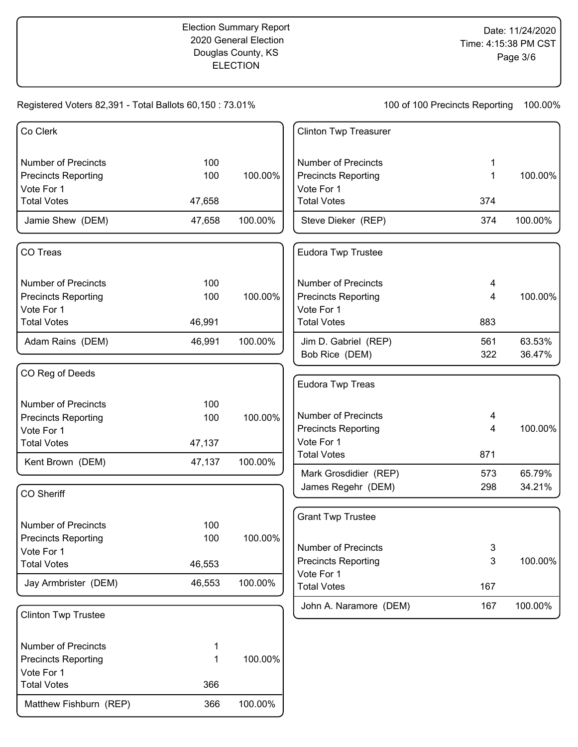Election Summary Report
2020 General Election
Douglas County, KS
ELECTION

Date: 11/24/2020
Time: 4:15:38 PM CST

Registered Voters 82,391 - Total Ballots 60,150 : 73.01%

100 of 100 Precincts Reporting 100.00%

## Co Clerk

| | | |
|---|---|---|
| Number of Precincts | 100 | |
| Precincts Reporting | 100 | 100.00% |
| Vote For 1 | | |
| Total Votes | 47,658 | |
| Jamie Shew (DEM) | 47,658 | 100.00% |

## CO Treas

| | | |
|---|---|---|
| Number of Precincts | 100 | |
| Precincts Reporting | 100 | 100.00% |
| Vote For 1 | | |
| Total Votes | 46,991 | |
| Adam Rains (DEM) | 46,991 | 100.00% |

## CO Reg of Deeds

| | | |
|---|---|---|
| Number of Precincts | 100 | |
| Precincts Reporting | 100 | 100.00% |
| Vote For 1 | | |
| Total Votes | 47,137 | |
| Kent Brown (DEM) | 47,137 | 100.00% |

## CO Sheriff

| | | |
|---|---|---|
| Number of Precincts | 100 | |
| Precincts Reporting | 100 | 100.00% |
| Vote For 1 | | |
| Total Votes | 46,553 | |
| Jay Armbrister (DEM) | 46,553 | 100.00% |

## Clinton Twp Trustee

| | | |
|---|---|---|
| Number of Precincts | 1 | |
| Precincts Reporting | 1 | 100.00% |
| Vote For 1 | | |
| Total Votes | 366 | |
| Matthew Fishburn (REP) | 366 | 100.00% |

## Clinton Twp Treasurer

| | | |
|---|---|---|
| Number of Precincts | 1 | |
| Precincts Reporting | 1 | 100.00% |
| Vote For 1 | | |
| Total Votes | 374 | |
| Steve Dieker (REP) | 374 | 100.00% |

## Eudora Twp Trustee

| | | |
|---|---|---|
| Number of Precincts | 4 | |
| Precincts Reporting | 4 | 100.00% |
| Vote For 1 | | |
| Total Votes | 883 | |
| Jim D. Gabriel (REP) | 561 | 63.53% |
| Bob Rice (DEM) | 322 | 36.47% |

## Eudora Twp Treas

| | | |
|---|---|---|
| Number of Precincts | 4 | |
| Precincts Reporting | 4 | 100.00% |
| Vote For 1 | | |
| Total Votes | 871 | |
| Mark Grosdidier (REP) | 573 | 65.79% |
| James Regehr (DEM) | 298 | 34.21% |

## Grant Twp Trustee

| | | |
|---|---|---|
| Number of Precincts | 3 | |
| Precincts Reporting | 3 | 100.00% |
| Vote For 1 | | |
| Total Votes | 167 | |
| John A. Naramore (DEM) | 167 | 100.00% |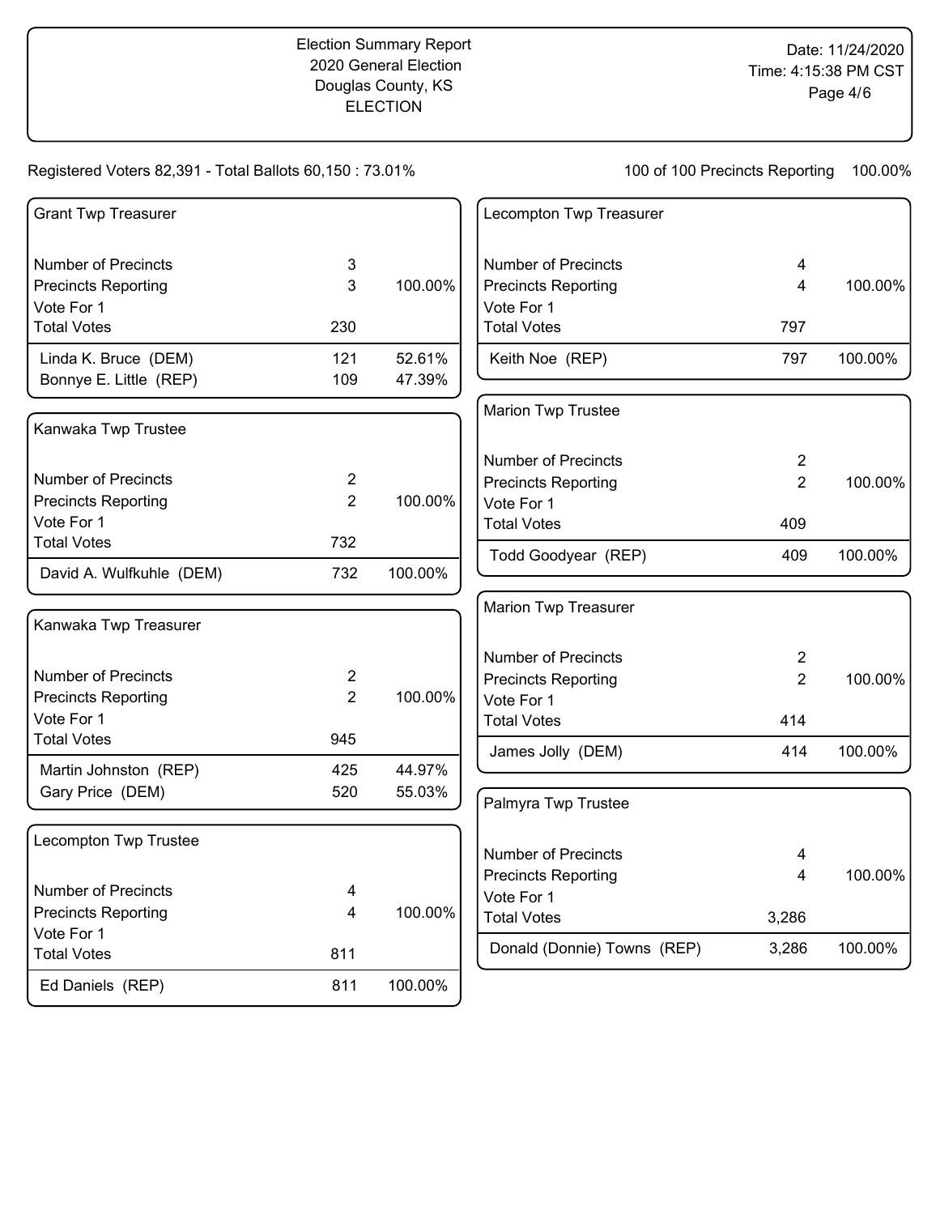Election Summary Report
2020 General Election
Douglas County, KS
ELECTION

Date: 11/24/2020
Time: 4:15:38 PM CST

Registered Voters 82,391 - Total Ballots 60,150 : 73.01%

100 of 100 Precincts Reporting 100.00%

### Grant Twp Treasurer

| | | |
|---|---|---|
| Number of Precincts | 3 | |
| Precincts Reporting | 3 | 100.00% |
| Vote For 1 | | |
| Total Votes | 230 | |
| Linda K. Bruce (DEM) | 121 | 52.61% |
| Bonnye E. Little (REP) | 109 | 47.39% |

### Kanwaka Twp Trustee

| | | |
|---|---|---|
| Number of Precincts | 2 | |
| Precincts Reporting | 2 | 100.00% |
| Vote For 1 | | |
| Total Votes | 732 | |
| David A. Wulfkuhle (DEM) | 732 | 100.00% |

### Kanwaka Twp Treasurer

| | | |
|---|---|---|
| Number of Precincts | 2 | |
| Precincts Reporting | 2 | 100.00% |
| Vote For 1 | | |
| Total Votes | 945 | |
| Martin Johnston (REP) | 425 | 44.97% |
| Gary Price (DEM) | 520 | 55.03% |

### Lecompton Twp Trustee

| | | |
|---|---|---|
| Number of Precincts | 4 | |
| Precincts Reporting | 4 | 100.00% |
| Vote For 1 | | |
| Total Votes | 811 | |
| Ed Daniels (REP) | 811 | 100.00% |

### Lecompton Twp Treasurer

| | | |
|---|---|---|
| Number of Precincts | 4 | |
| Precincts Reporting | 4 | 100.00% |
| Vote For 1 | | |
| Total Votes | 797 | |
| Keith Noe (REP) | 797 | 100.00% |

### Marion Twp Trustee

| | | |
|---|---|---|
| Number of Precincts | 2 | |
| Precincts Reporting | 2 | 100.00% |
| Vote For 1 | | |
| Total Votes | 409 | |
| Todd Goodyear (REP) | 409 | 100.00% |

### Marion Twp Treasurer

| | | |
|---|---|---|
| Number of Precincts | 2 | |
| Precincts Reporting | 2 | 100.00% |
| Vote For 1 | | |
| Total Votes | 414 | |
| James Jolly (DEM) | 414 | 100.00% |

### Palmyra Twp Trustee

| | | |
|---|---|---|
| Number of Precincts | 4 | |
| Precincts Reporting | 4 | 100.00% |
| Vote For 1 | | |
| Total Votes | 3,286 | |
| Donald (Donnie) Towns (REP) | 3,286 | 100.00% |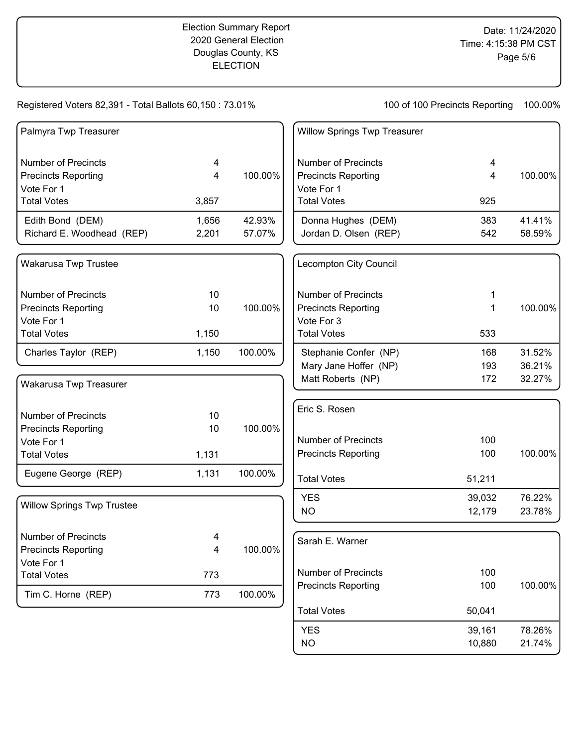Election Summary Report
2020 General Election
Douglas County, KS
ELECTION

Date: 11/24/2020
Time: 4:15:38 PM CST

Registered Voters 82,391 - Total Ballots 60,150 : 73.01%

100 of 100 Precincts Reporting 100.00%

### Palmyra Twp Treasurer

| | | |
|---|---|---|
| Number of Precincts | 4 | |
| Precincts Reporting | 4 | 100.00% |
| Vote For 1 | | |
| Total Votes | 3,857 | |
| Edith Bond (DEM) | 1,656 | 42.93% |
| Richard E. Woodhead (REP) | 2,201 | 57.07% |

### Wakarusa Twp Trustee

| | | |
|---|---|---|
| Number of Precincts | 10 | |
| Precincts Reporting | 10 | 100.00% |
| Vote For 1 | | |
| Total Votes | 1,150 | |
| Charles Taylor (REP) | 1,150 | 100.00% |

### Wakarusa Twp Treasurer

| | | |
|---|---|---|
| Number of Precincts | 10 | |
| Precincts Reporting | 10 | 100.00% |
| Vote For 1 | | |
| Total Votes | 1,131 | |
| Eugene George (REP) | 1,131 | 100.00% |

### Willow Springs Twp Trustee

| | | |
|---|---|---|
| Number of Precincts | 4 | |
| Precincts Reporting | 4 | 100.00% |
| Vote For 1 | | |
| Total Votes | 773 | |
| Tim C. Horne (REP) | 773 | 100.00% |

### Willow Springs Twp Treasurer

| | | |
|---|---|---|
| Number of Precincts | 4 | |
| Precincts Reporting | 4 | 100.00% |
| Vote For 1 | | |
| Total Votes | 925 | |
| Donna Hughes (DEM) | 383 | 41.41% |
| Jordan D. Olsen (REP) | 542 | 58.59% |

### Lecompton City Council

| | | |
|---|---|---|
| Number of Precincts | 1 | |
| Precincts Reporting | 1 | 100.00% |
| Vote For 3 | | |
| Total Votes | 533 | |
| Stephanie Confer (NP) | 168 | 31.52% |
| Mary Jane Hoffer (NP) | 193 | 36.21% |
| Matt Roberts (NP) | 172 | 32.27% |

### Eric S. Rosen

| | | |
|---|---|---|
| Number of Precincts | 100 | |
| Precincts Reporting | 100 | 100.00% |
| Total Votes | 51,211 | |
| YES | 39,032 | 76.22% |
| NO | 12,179 | 23.78% |

### Sarah E. Warner

| | | |
|---|---|---|
| Number of Precincts | 100 | |
| Precincts Reporting | 100 | 100.00% |
| Total Votes | 50,041 | |
| YES | 39,161 | 78.26% |
| NO | 10,880 | 21.74% |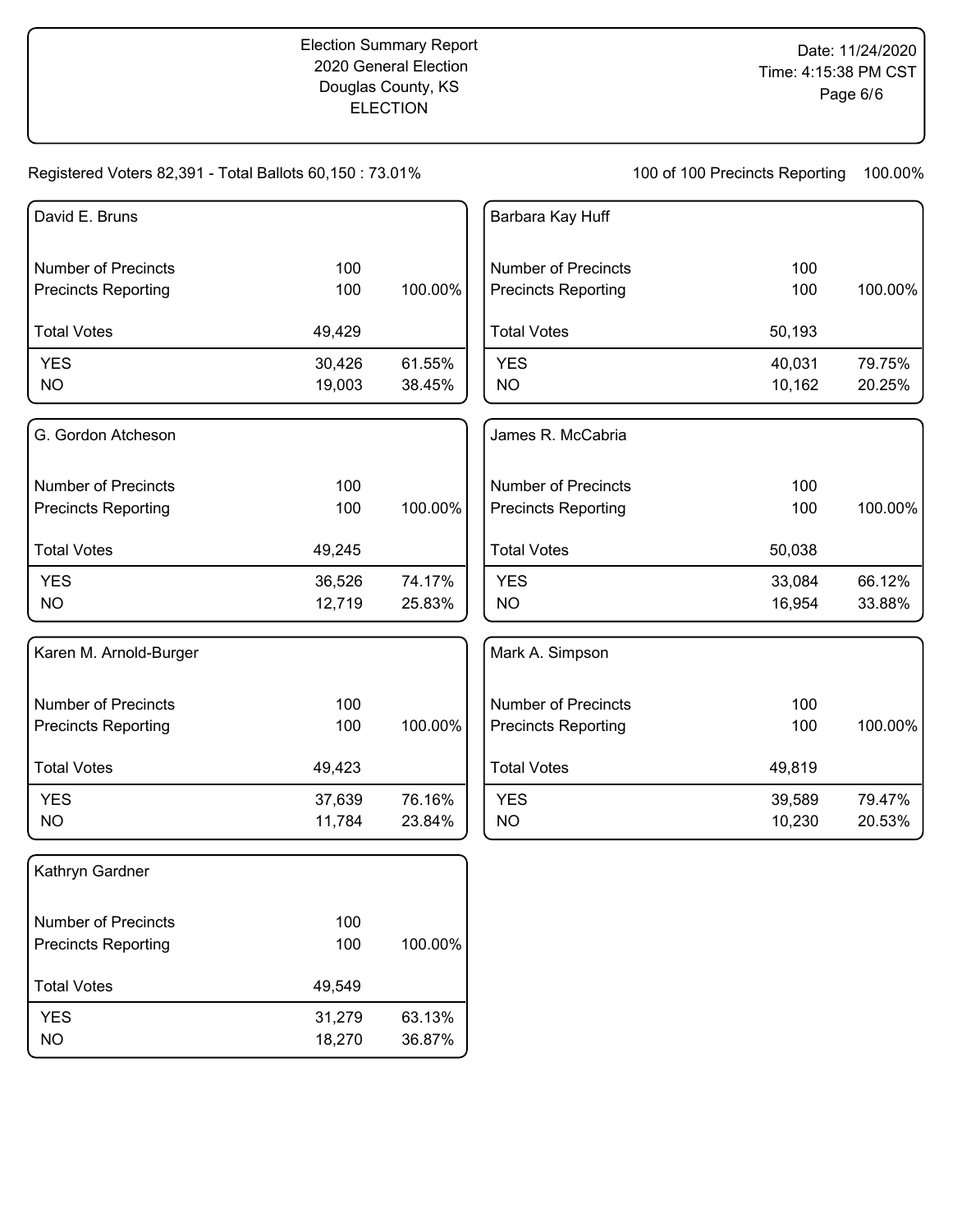Election Summary Report
2020 General Election
Douglas County, KS
ELECTION

Date: 11/24/2020
Time: 4:15:38 PM CST

Registered Voters 82,391 - Total Ballots 60,150 : 73.01%

100 of 100 Precincts Reporting 100.00%

## David E. Bruns

| | | |
|---|---|---|
| Number of Precincts | 100 | |
| Precincts Reporting | 100 | 100.00% |
| Total Votes | 49,429 | |
| YES | 30,426 | 61.55% |
| NO | 19,003 | 38.45% |

## Barbara Kay Huff

| | | |
|---|---|---|
| Number of Precincts | 100 | |
| Precincts Reporting | 100 | 100.00% |
| Total Votes | 50,193 | |
| YES | 40,031 | 79.75% |
| NO | 10,162 | 20.25% |

## G. Gordon Atcheson

| | | |
|---|---|---|
| Number of Precincts | 100 | |
| Precincts Reporting | 100 | 100.00% |
| Total Votes | 49,245 | |
| YES | 36,526 | 74.17% |
| NO | 12,719 | 25.83% |

## James R. McCabria

| | | |
|---|---|---|
| Number of Precincts | 100 | |
| Precincts Reporting | 100 | 100.00% |
| Total Votes | 50,038 | |
| YES | 33,084 | 66.12% |
| NO | 16,954 | 33.88% |

## Karen M. Arnold-Burger

| | | |
|---|---|---|
| Number of Precincts | 100 | |
| Precincts Reporting | 100 | 100.00% |
| Total Votes | 49,423 | |
| YES | 37,639 | 76.16% |
| NO | 11,784 | 23.84% |

## Mark A. Simpson

| | | |
|---|---|---|
| Number of Precincts | 100 | |
| Precincts Reporting | 100 | 100.00% |
| Total Votes | 49,819 | |
| YES | 39,589 | 79.47% |
| NO | 10,230 | 20.53% |

## Kathryn Gardner

| | | |
|---|---|---|
| Number of Precincts | 100 | |
| Precincts Reporting | 100 | 100.00% |
| Total Votes | 49,549 | |
| YES | 31,279 | 63.13% |
| NO | 18,270 | 36.87% |